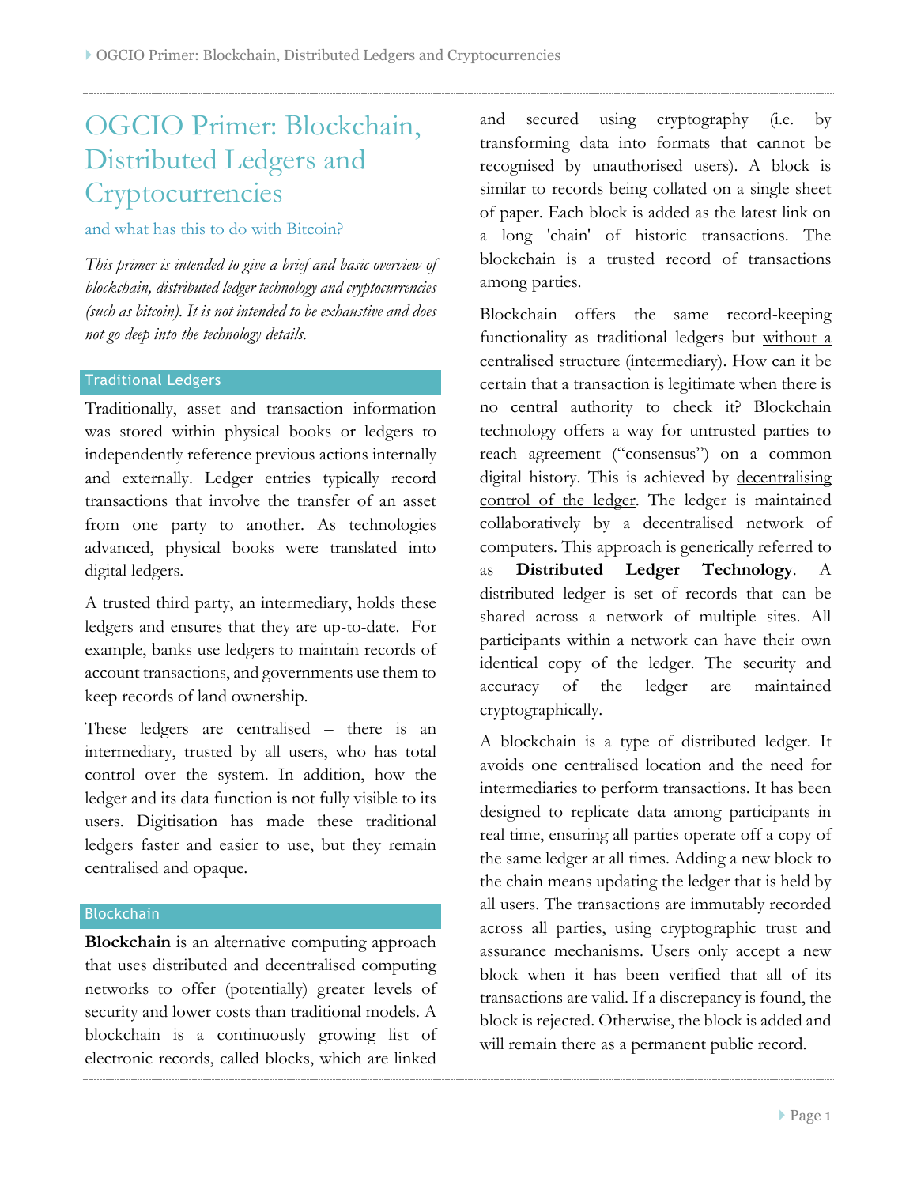# OGCIO Primer: Blockchain, Distributed Ledgers and Cryptocurrencies

### and what has this to do with Bitcoin?

*This primer is intended to give a brief and basic overview of blockchain, distributed ledger technology and cryptocurrencies (such as bitcoin). It is not intended to be exhaustive and does not go deep into the technology details.*

## Traditional Ledgers

Traditionally, asset and transaction information was stored within physical books or ledgers to independently reference previous actions internally and externally. Ledger entries typically record transactions that involve the transfer of an asset from one party to another. As technologies advanced, physical books were translated into digital ledgers.

A trusted third party, an intermediary, holds these ledgers and ensures that they are up-to-date. For example, banks use ledgers to maintain records of account transactions, and governments use them to keep records of land ownership.

These ledgers are centralised – there is an intermediary, trusted by all users, who has total control over the system. In addition, how the ledger and its data function is not fully visible to its users. Digitisation has made these traditional ledgers faster and easier to use, but they remain centralised and opaque.

## Blockchain

**Blockchain** is an alternative computing approach that uses distributed and decentralised computing networks to offer (potentially) greater levels of security and lower costs than traditional models. A blockchain is a continuously growing list of electronic records, called blocks, which are linked and secured using cryptography (i.e. by transforming data into formats that cannot be recognised by unauthorised users). A block is similar to records being collated on a single sheet of paper. Each block is added as the latest link on a long 'chain' of historic transactions. The blockchain is a trusted record of transactions among parties.

Blockchain offers the same record-keeping functionality as traditional ledgers but without a centralised structure (intermediary). How can it be certain that a transaction is legitimate when there is no central authority to check it? Blockchain technology offers a way for untrusted parties to reach agreement ("consensus") on a common digital history. This is achieved by decentralising control of the ledger. The ledger is maintained collaboratively by a decentralised network of computers. This approach is generically referred to as **Distributed Ledger Technology**. A distributed ledger is set of records that can be shared across a network of multiple sites. All participants within a network can have their own identical copy of the ledger. The security and accuracy of the ledger are maintained cryptographically.

A blockchain is a type of distributed ledger. It avoids one centralised location and the need for intermediaries to perform transactions. It has been designed to replicate data among participants in real time, ensuring all parties operate off a copy of the same ledger at all times. Adding a new block to the chain means updating the ledger that is held by all users. The transactions are immutably recorded across all parties, using cryptographic trust and assurance mechanisms. Users only accept a new block when it has been verified that all of its transactions are valid. If a discrepancy is found, the block is rejected. Otherwise, the block is added and will remain there as a permanent public record.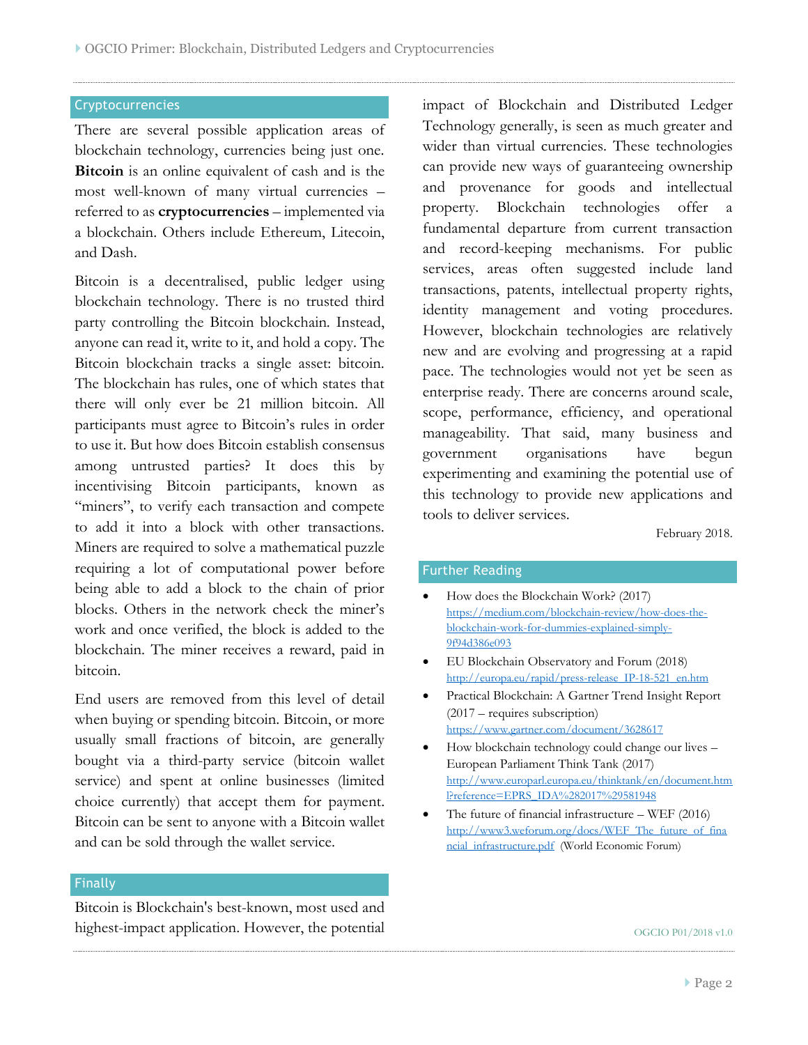## Cryptocurrencies

There are several possible application areas of blockchain technology, currencies being just one. **Bitcoin** is an online equivalent of cash and is the most well-known of many virtual currencies – referred to as **cryptocurrencies** – implemented via a blockchain. Others include Ethereum, Litecoin, and Dash.

Bitcoin is a decentralised, public ledger using blockchain technology. There is no trusted third party controlling the Bitcoin blockchain. Instead, anyone can read it, write to it, and hold a copy. The Bitcoin blockchain tracks a single asset: bitcoin. The blockchain has rules, one of which states that there will only ever be 21 million bitcoin. All participants must agree to Bitcoin's rules in order to use it. But how does Bitcoin establish consensus among untrusted parties? It does this by incentivising Bitcoin participants, known as "miners", to verify each transaction and compete to add it into a block with other transactions. Miners are required to solve a mathematical puzzle requiring a lot of computational power before being able to add a block to the chain of prior blocks. Others in the network check the miner's work and once verified, the block is added to the blockchain. The miner receives a reward, paid in bitcoin.

End users are removed from this level of detail when buying or spending bitcoin. Bitcoin, or more usually small fractions of bitcoin, are generally bought via a third-party service (bitcoin wallet service) and spent at online businesses (limited choice currently) that accept them for payment. Bitcoin can be sent to anyone with a Bitcoin wallet and can be sold through the wallet service.

## Finally

Bitcoin is Blockchain's best-known, most used and highest-impact application. However, the potential impact of Blockchain and Distributed Ledger Technology generally, is seen as much greater and wider than virtual currencies. These technologies can provide new ways of guaranteeing ownership and provenance for goods and intellectual property. Blockchain technologies offer a fundamental departure from current transaction and record-keeping mechanisms. For public services, areas often suggested include land transactions, patents, intellectual property rights, identity management and voting procedures. However, blockchain technologies are relatively new and are evolving and progressing at a rapid pace. The technologies would not yet be seen as enterprise ready. There are concerns around scale, scope, performance, efficiency, and operational manageability. That said, many business and government organisations have begun experimenting and examining the potential use of this technology to provide new applications and tools to deliver services.

February 2018.

## Further Reading

- How does the Blockchain Work? (2017) https://medium.com/blockchain-review/how-does-the-blockchain-work-for-dummies-explained-simply-9f94d386e093
- EU Blockchain Observatory and Forum (2018) http://europa.eu/rapid/press-release_IP-18-521_en.htm
- Practical Blockchain: A Gartner Trend Insight Report (2017 – requires subscription) https://www.gartner.com/document/3628617
- How blockchain technology could change our lives – European Parliament Think Tank (2017) http://www.europarl.europa.eu/thinktank/en/document.html?reference=EPRS_IDA%282017%29581948
- The future of financial infrastructure – WEF (2016) http://www3.weforum.org/docs/WEF_The_future_of_financial_infrastructure.pdf (World Economic Forum)

OGCIO P01/2018 v1.0